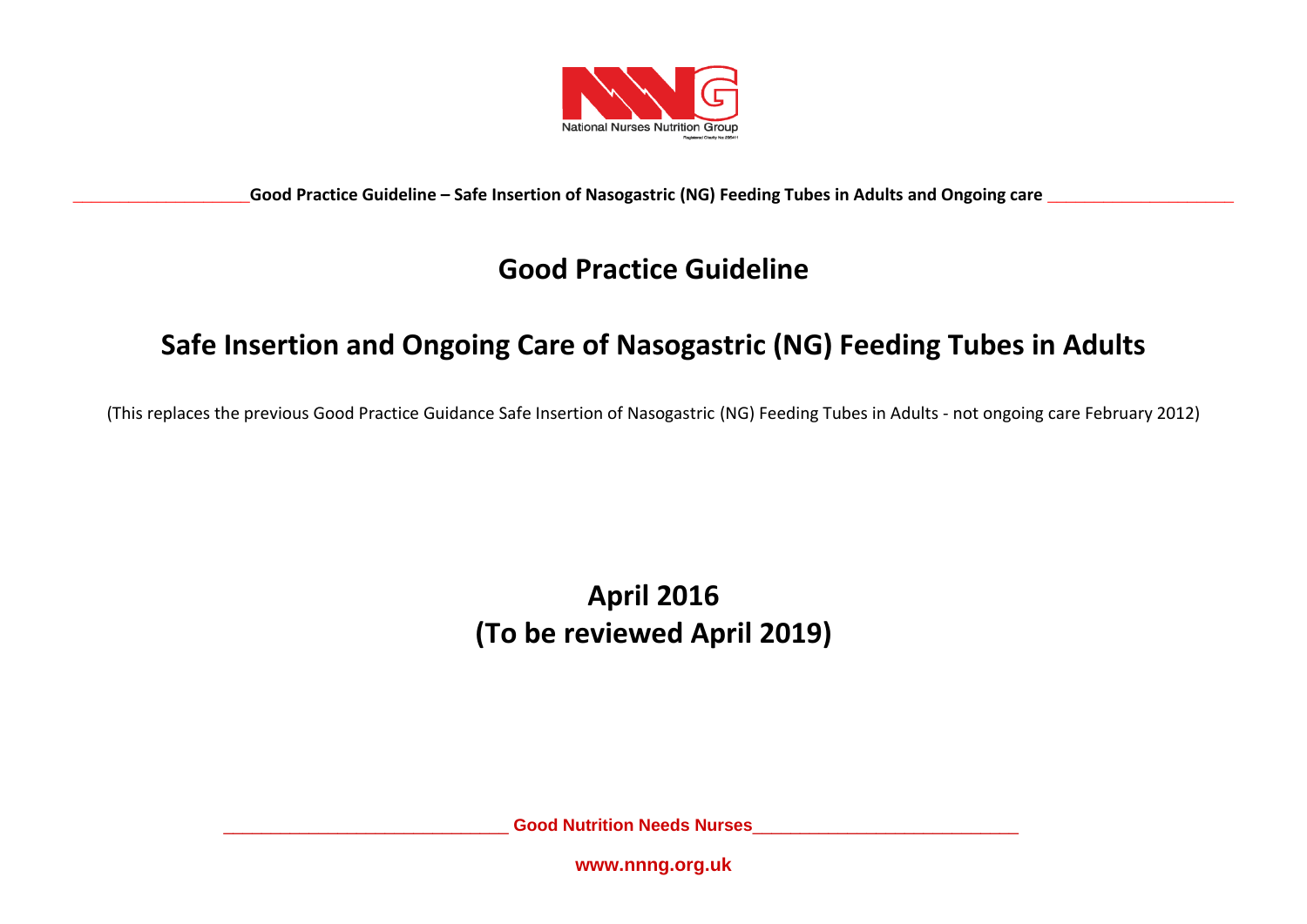National Nurses Nutrition Group

# Good Practice Guideline

## Safe Insertion and Ongoing Care of Nasogastric (NG) Feeding Tubes in Adults

(This replaces the previous Good Practice Guidance Safe Insertion of Nasogastric (NG) Feeding Tubes in Adults - not ongoing care February 2012)

**April 2016**
**(To be reviewed April 2019)**

**Good Nutrition Needs Nurses**

**www.nnng.org.uk**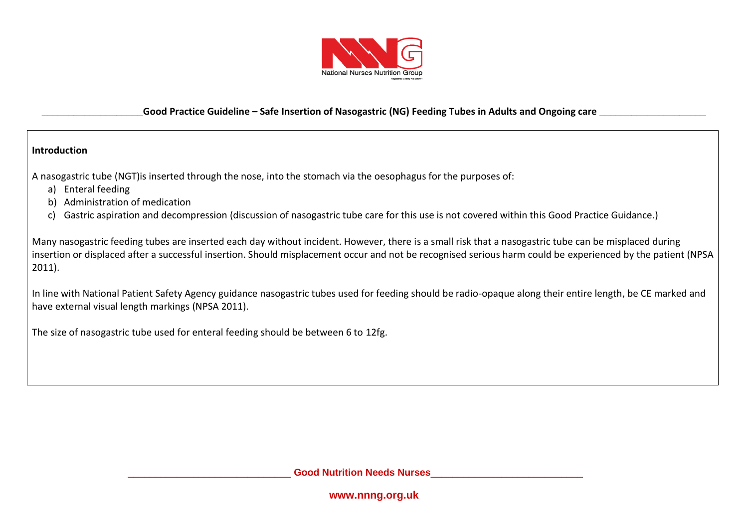## Good Practice Guideline – Safe Insertion of Nasogastric (NG) Feeding Tubes in Adults and Ongoing care

### Introduction

A nasogastric tube (NGT)is inserted through the nose, into the stomach via the oesophagus for the purposes of:

a) Enteral feeding
b) Administration of medication
c) Gastric aspiration and decompression (discussion of nasogastric tube care for this use is not covered within this Good Practice Guidance.)

Many nasogastric feeding tubes are inserted each day without incident. However, there is a small risk that a nasogastric tube can be misplaced during insertion or displaced after a successful insertion. Should misplacement occur and not be recognised serious harm could be experienced by the patient (NPSA 2011).

In line with National Patient Safety Agency guidance nasogastric tubes used for feeding should be radio-opaque along their entire length, be CE marked and have external visual length markings (NPSA 2011).

The size of nasogastric tube used for enteral feeding should be between 6 to 12fg.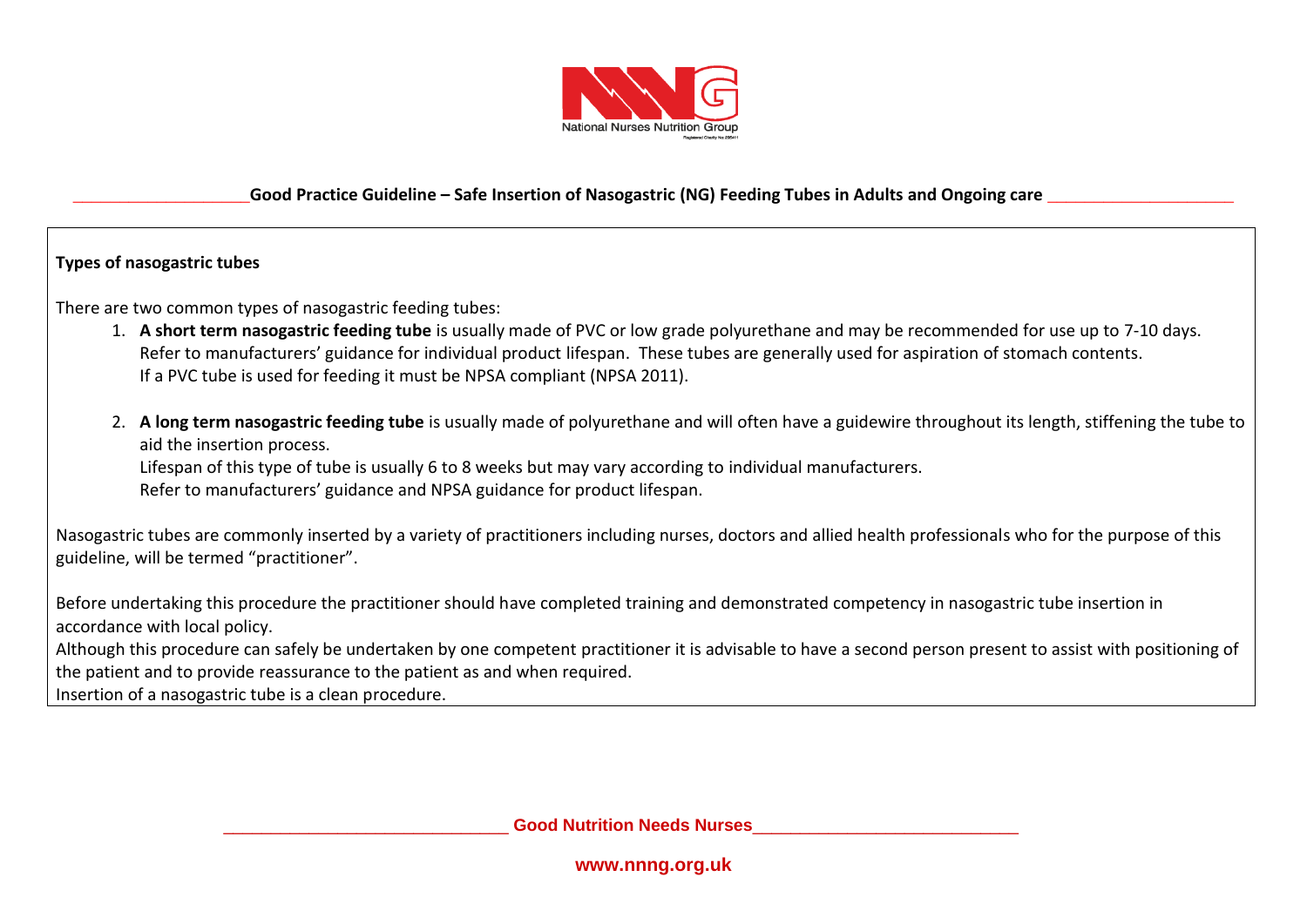### Types of nasogastric tubes

There are two common types of nasogastric feeding tubes:

1. **A short term nasogastric feeding tube** is usually made of PVC or low grade polyurethane and may be recommended for use up to 7-10 days. Refer to manufacturers' guidance for individual product lifespan. These tubes are generally used for aspiration of stomach contents. If a PVC tube is used for feeding it must be NPSA compliant (NPSA 2011).

2. **A long term nasogastric feeding tube** is usually made of polyurethane and will often have a guidewire throughout its length, stiffening the tube to aid the insertion process.
   Lifespan of this type of tube is usually 6 to 8 weeks but may vary according to individual manufacturers.
   Refer to manufacturers' guidance and NPSA guidance for product lifespan.

Nasogastric tubes are commonly inserted by a variety of practitioners including nurses, doctors and allied health professionals who for the purpose of this guideline, will be termed "practitioner".

Before undertaking this procedure the practitioner should have completed training and demonstrated competency in nasogastric tube insertion in accordance with local policy.
Although this procedure can safely be undertaken by one competent practitioner it is advisable to have a second person present to assist with positioning of the patient and to provide reassurance to the patient as and when required.
Insertion of a nasogastric tube is a clean procedure.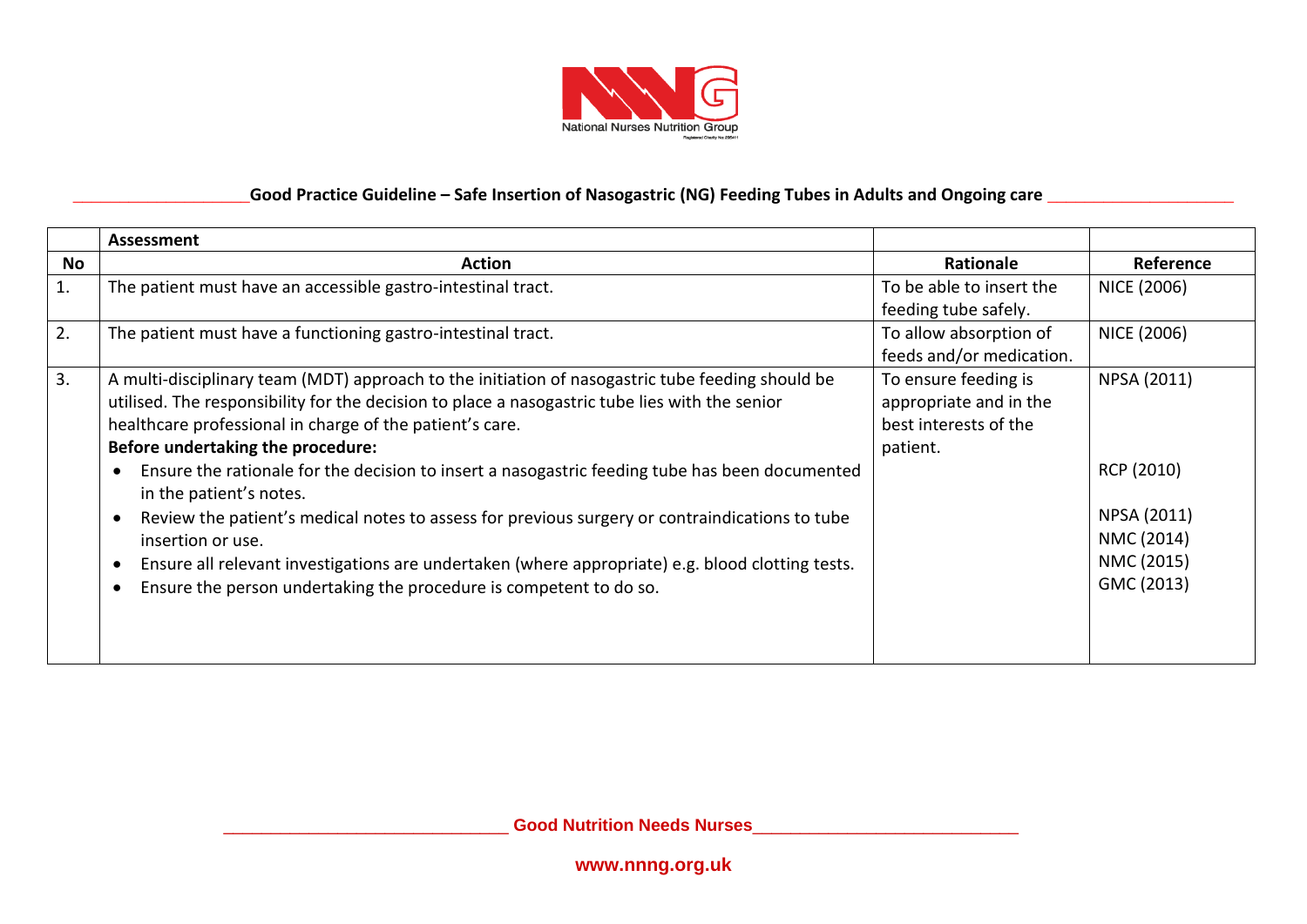National Nurses Nutrition Group

## Good Practice Guideline – Safe Insertion of Nasogastric (NG) Feeding Tubes in Adults and Ongoing care

| | **Assessment** | | |
|---|---|---|---|
| **No** | **Action** | **Rationale** | **Reference** |
| 1. | The patient must have an accessible gastro-intestinal tract. | To be able to insert the feeding tube safely. | NICE (2006) |
| 2. | The patient must have a functioning gastro-intestinal tract. | To allow absorption of feeds and/or medication. | NICE (2006) |
| 3. | A multi-disciplinary team (MDT) approach to the initiation of nasogastric tube feeding should be utilised. The responsibility for the decision to place a nasogastric tube lies with the senior healthcare professional in charge of the patient's care.<br>**Before undertaking the procedure:**<br>• Ensure the rationale for the decision to insert a nasogastric feeding tube has been documented in the patient's notes.<br>• Review the patient's medical notes to assess for previous surgery or contraindications to tube insertion or use.<br>• Ensure all relevant investigations are undertaken (where appropriate) e.g. blood clotting tests.<br>• Ensure the person undertaking the procedure is competent to do so. | To ensure feeding is appropriate and in the best interests of the patient. | NPSA (2011)<br><br>RCP (2010)<br><br>NPSA (2011)<br>NMC (2014)<br>NMC (2015)<br>GMC (2013) |

Good Nutrition Needs Nurses

www.nnng.org.uk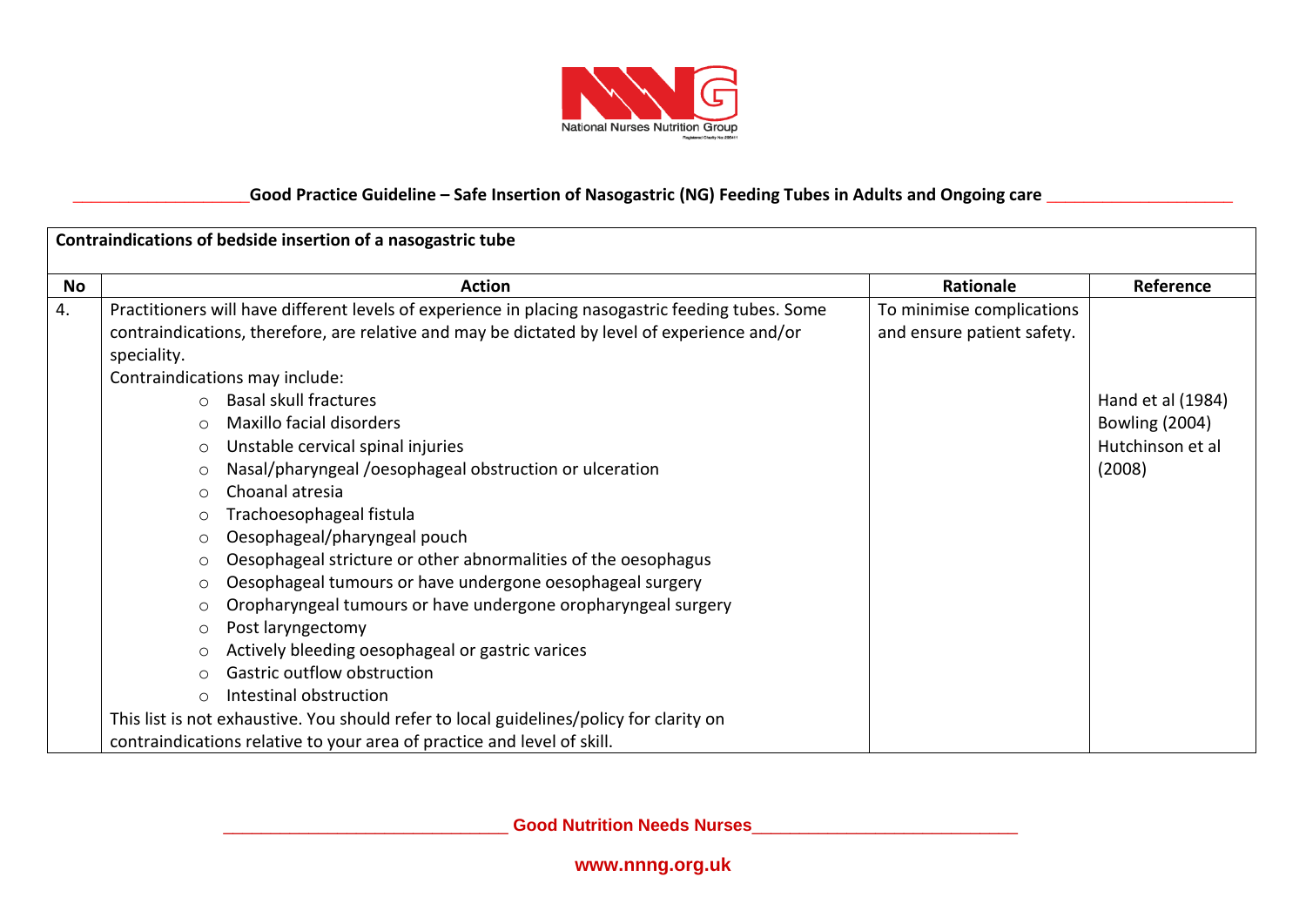**Contraindications of bedside insertion of a nasogastric tube**

| No | Action | Rationale | Reference |
|---|---|---|---|
| 4. | Practitioners will have different levels of experience in placing nasogastric feeding tubes. Some contraindications, therefore, are relative and may be dictated by level of experience and/or speciality.<br>Contraindications may include:<br>○ Basal skull fractures<br>○ Maxillo facial disorders<br>○ Unstable cervical spinal injuries<br>○ Nasal/pharyngeal /oesophageal obstruction or ulceration<br>○ Choanal atresia<br>○ Trachoesophageal fistula<br>○ Oesophageal/pharyngeal pouch<br>○ Oesophageal stricture or other abnormalities of the oesophagus<br>○ Oesophageal tumours or have undergone oesophageal surgery<br>○ Oropharyngeal tumours or have undergone oropharyngeal surgery<br>○ Post laryngectomy<br>○ Actively bleeding oesophageal or gastric varices<br>○ Gastric outflow obstruction<br>○ Intestinal obstruction<br>This list is not exhaustive. You should refer to local guidelines/policy for clarity on contraindications relative to your area of practice and level of skill. | To minimise complications and ensure patient safety. | Hand et al (1984)<br>Bowling (2004)<br>Hutchinson et al (2008) |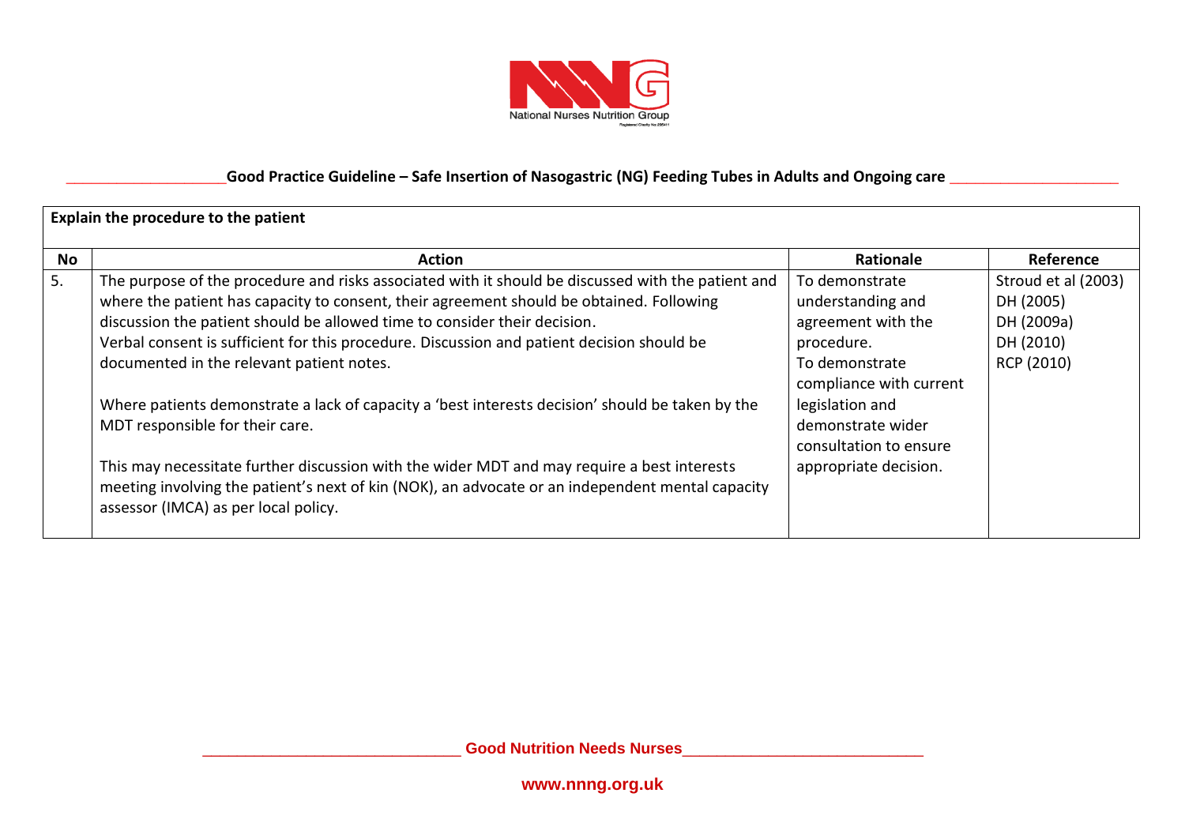| Explain the procedure to the patient | | | |
|---|---|---|---|
| **No** | **Action** | **Rationale** | **Reference** |
| 5. | The purpose of the procedure and risks associated with it should be discussed with the patient and where the patient has capacity to consent, their agreement should be obtained. Following discussion the patient should be allowed time to consider their decision. Verbal consent is sufficient for this procedure. Discussion and patient decision should be documented in the relevant patient notes.<br><br>Where patients demonstrate a lack of capacity a 'best interests decision' should be taken by the MDT responsible for their care.<br><br>This may necessitate further discussion with the wider MDT and may require a best interests meeting involving the patient's next of kin (NOK), an advocate or an independent mental capacity assessor (IMCA) as per local policy. | To demonstrate understanding and agreement with the procedure.<br>To demonstrate compliance with current legislation and demonstrate wider consultation to ensure appropriate decision. | Stroud et al (2003)<br>DH (2005)<br>DH (2009a)<br>DH (2010)<br>RCP (2010) |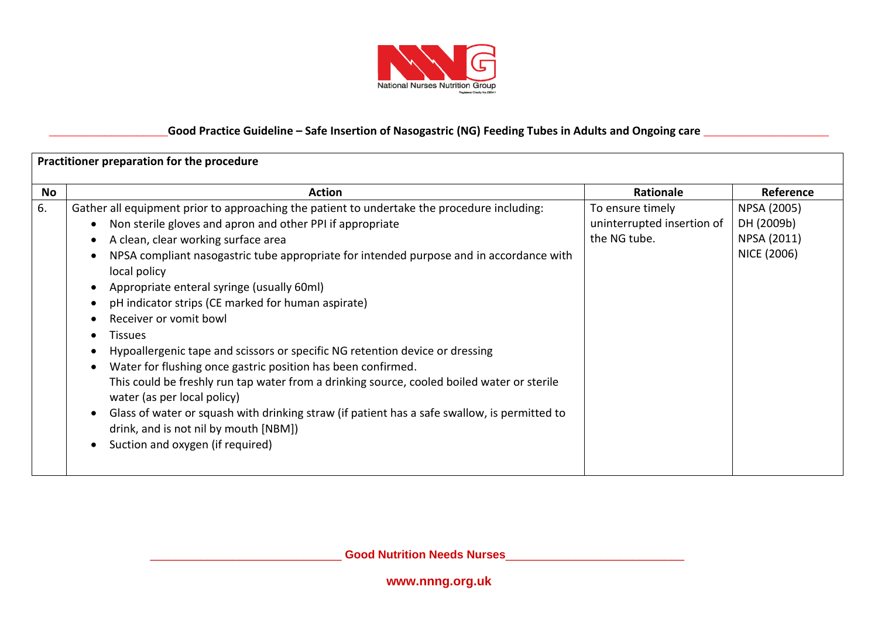| Practitioner preparation for the procedure | | | |
|---|---|---|---|
| **No** | **Action** | **Rationale** | **Reference** |
| 6. | Gather all equipment prior to approaching the patient to undertake the procedure including:<br>• Non sterile gloves and apron and other PPI if appropriate<br>• A clean, clear working surface area<br>• NPSA compliant nasogastric tube appropriate for intended purpose and in accordance with local policy<br>• Appropriate enteral syringe (usually 60ml)<br>• pH indicator strips (CE marked for human aspirate)<br>• Receiver or vomit bowl<br>• Tissues<br>• Hypoallergenic tape and scissors or specific NG retention device or dressing<br>• Water for flushing once gastric position has been confirmed. This could be freshly run tap water from a drinking source, cooled boiled water or sterile water (as per local policy)<br>• Glass of water or squash with drinking straw (if patient has a safe swallow, is permitted to drink, and is not nil by mouth [NBM])<br>• Suction and oxygen (if required) | To ensure timely uninterrupted insertion of the NG tube. | NPSA (2005)<br>DH (2009b)<br>NPSA (2011)<br>NICE (2006) |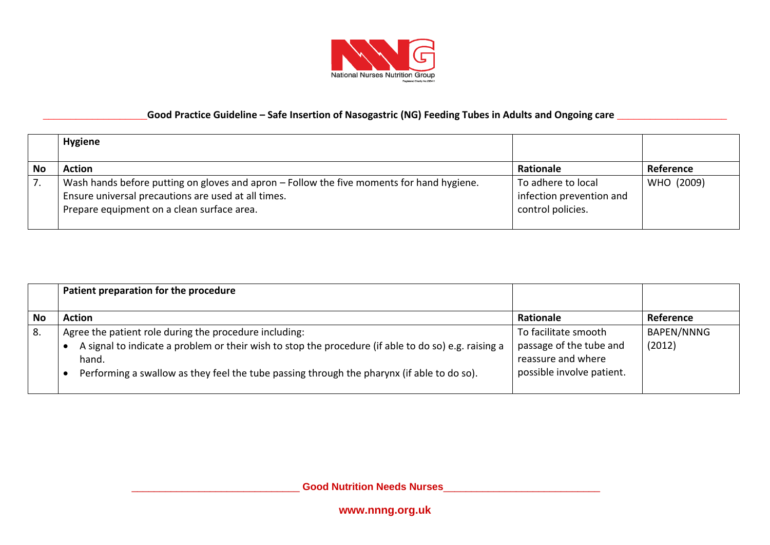| | Hygiene | | |
|---|---|---|---|
| **No** | **Action** | **Rationale** | **Reference** |
| 7. | Wash hands before putting on gloves and apron – Follow the five moments for hand hygiene.<br>Ensure universal precautions are used at all times.<br>Prepare equipment on a clean surface area. | To adhere to local infection prevention and control policies. | WHO (2009) |

| | Patient preparation for the procedure | | |
|---|---|---|---|
| **No** | **Action** | **Rationale** | **Reference** |
| 8. | Agree the patient role during the procedure including:<br>• A signal to indicate a problem or their wish to stop the procedure (if able to do so) e.g. raising a hand.<br>• Performing a swallow as they feel the tube passing through the pharynx (if able to do so). | To facilitate smooth passage of the tube and reassure and where possible involve patient. | BAPEN/NNNG (2012) |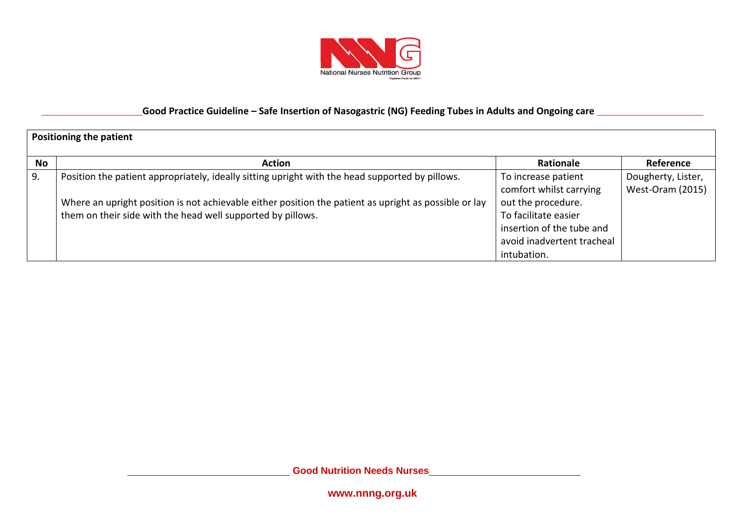| Positioning the patient | | | |
|---|---|---|---|
| **No** | **Action** | **Rationale** | **Reference** |
| 9. | Position the patient appropriately, ideally sitting upright with the head supported by pillows.<br><br>Where an upright position is not achievable either position the patient as upright as possible or lay them on their side with the head well supported by pillows. | To increase patient comfort whilst carrying out the procedure.<br>To facilitate easier insertion of the tube and avoid inadvertent tracheal intubation. | Dougherty, Lister, West-Oram (2015) |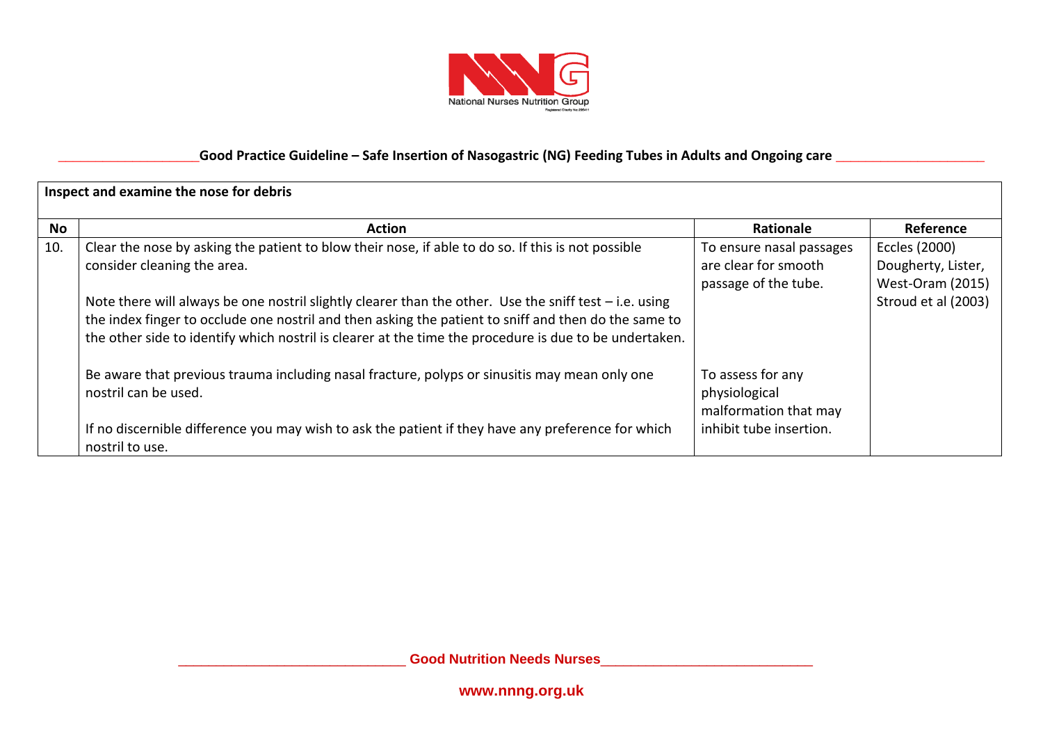| Inspect and examine the nose for debris | | | |
|---|---|---|---|
| **No** | **Action** | **Rationale** | **Reference** |
| 10. | Clear the nose by asking the patient to blow their nose, if able to do so. If this is not possible consider cleaning the area.<br><br>Note there will always be one nostril slightly clearer than the other. Use the sniff test – i.e. using the index finger to occlude one nostril and then asking the patient to sniff and then do the same to the other side to identify which nostril is clearer at the time the procedure is due to be undertaken.<br><br>Be aware that previous trauma including nasal fracture, polyps or sinusitis may mean only one nostril can be used.<br><br>If no discernible difference you may wish to ask the patient if they have any preference for which nostril to use. | To ensure nasal passages are clear for smooth passage of the tube.<br><br>To assess for any physiological malformation that may inhibit tube insertion. | Eccles (2000)<br>Dougherty, Lister, West-Oram (2015)<br>Stroud et al (2003) |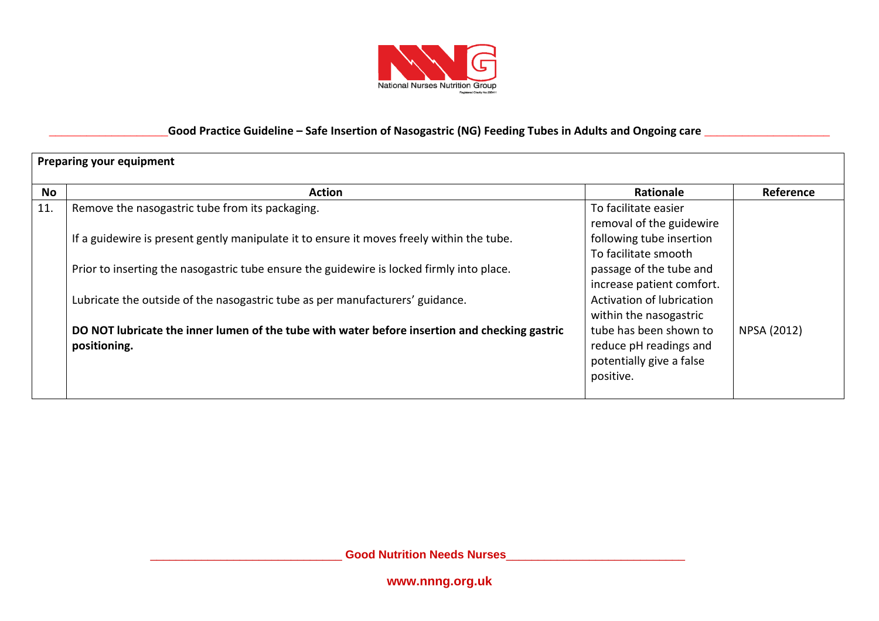| **Preparing your equipment** | | | |
|---|---|---|---|
| **No** | **Action** | **Rationale** | **Reference** |
| 11. | Remove the nasogastric tube from its packaging.<br><br>If a guidewire is present gently manipulate it to ensure it moves freely within the tube.<br><br>Prior to inserting the nasogastric tube ensure the guidewire is locked firmly into place.<br><br>Lubricate the outside of the nasogastric tube as per manufacturers' guidance.<br><br>**DO NOT lubricate the inner lumen of the tube with water before insertion and checking gastric positioning.** | To facilitate easier removal of the guidewire following tube insertion To facilitate smooth passage of the tube and increase patient comfort. Activation of lubrication within the nasogastric tube has been shown to reduce pH readings and potentially give a false positive. | NPSA (2012) |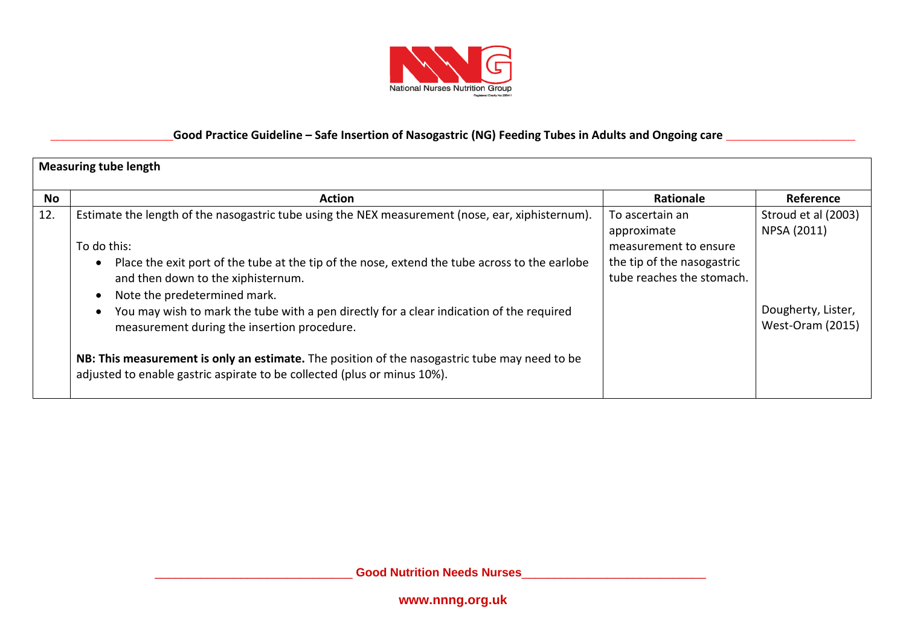| Measuring tube length | | | |
|---|---|---|---|
| **No** | **Action** | **Rationale** | **Reference** |
| 12. | Estimate the length of the nasogastric tube using the NEX measurement (nose, ear, xiphisternum).<br><br>To do this:<br>• Place the exit port of the tube at the tip of the nose, extend the tube across to the earlobe and then down to the xiphisternum.<br>• Note the predetermined mark.<br>• You may wish to mark the tube with a pen directly for a clear indication of the required measurement during the insertion procedure.<br><br>**NB: This measurement is only an estimate.** The position of the nasogastric tube may need to be adjusted to enable gastric aspirate to be collected (plus or minus 10%). | To ascertain an approximate measurement to ensure the tip of the nasogastric tube reaches the stomach. | Stroud et al (2003)<br>NPSA (2011)<br><br>Dougherty, Lister, West-Oram (2015) |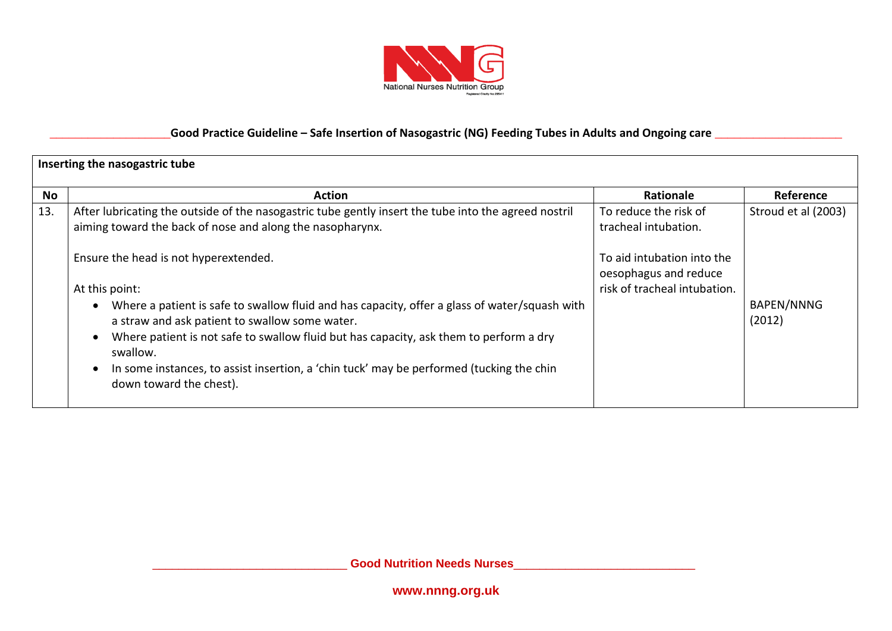| Inserting the nasogastric tube | | | |
|---|---|---|---|
| **No** | **Action** | **Rationale** | **Reference** |
| 13. | After lubricating the outside of the nasogastric tube gently insert the tube into the agreed nostril aiming toward the back of nose and along the nasopharynx.<br><br>Ensure the head is not hyperextended.<br><br>At this point:<br>• Where a patient is safe to swallow fluid and has capacity, offer a glass of water/squash with a straw and ask patient to swallow some water.<br>• Where patient is not safe to swallow fluid but has capacity, ask them to perform a dry swallow.<br>• In some instances, to assist insertion, a 'chin tuck' may be performed (tucking the chin down toward the chest). | To reduce the risk of tracheal intubation.<br><br>To aid intubation into the oesophagus and reduce risk of tracheal intubation. | Stroud et al (2003)<br><br>BAPEN/NNNG (2012) |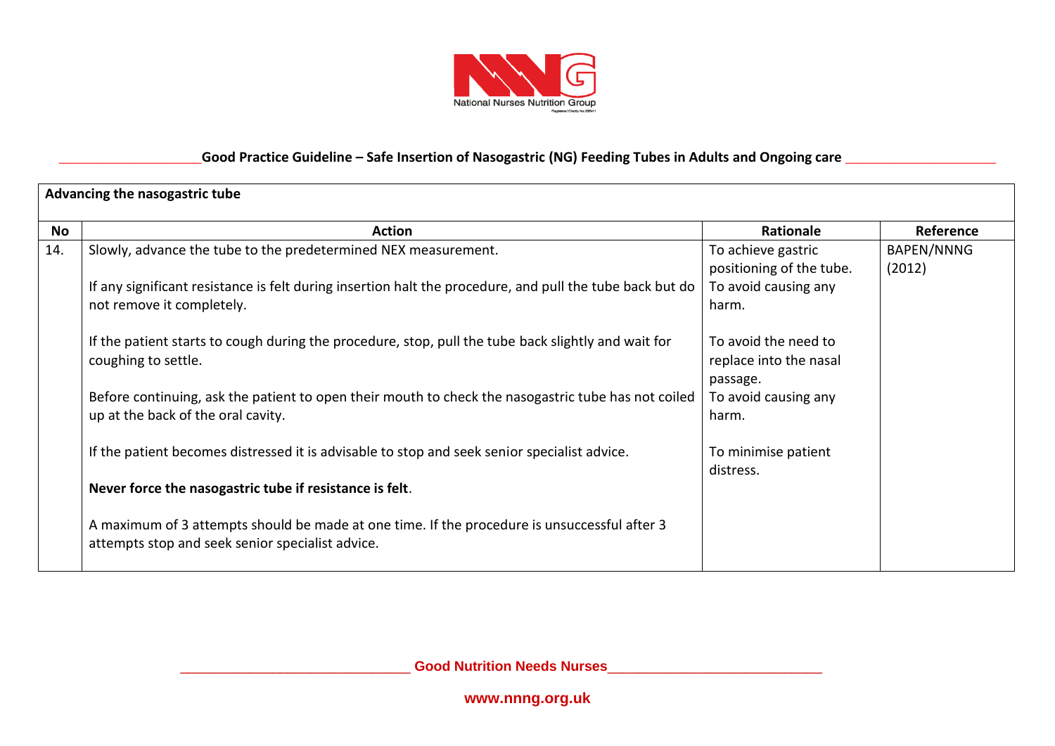| Advancing the nasogastric tube | | | |
|---|---|---|---|
| **No** | **Action** | **Rationale** | **Reference** |
| 14. | Slowly, advance the tube to the predetermined NEX measurement.<br><br>If any significant resistance is felt during insertion halt the procedure, and pull the tube back but do not remove it completely.<br><br>If the patient starts to cough during the procedure, stop, pull the tube back slightly and wait for coughing to settle.<br><br>Before continuing, ask the patient to open their mouth to check the nasogastric tube has not coiled up at the back of the oral cavity.<br><br>If the patient becomes distressed it is advisable to stop and seek senior specialist advice.<br><br>**Never force the nasogastric tube if resistance is felt**.<br><br>A maximum of 3 attempts should be made at one time. If the procedure is unsuccessful after 3 attempts stop and seek senior specialist advice. | To achieve gastric positioning of the tube.<br>To avoid causing any harm.<br><br>To avoid the need to replace into the nasal passage.<br>To avoid causing any harm.<br><br>To minimise patient distress. | BAPEN/NNNG (2012) |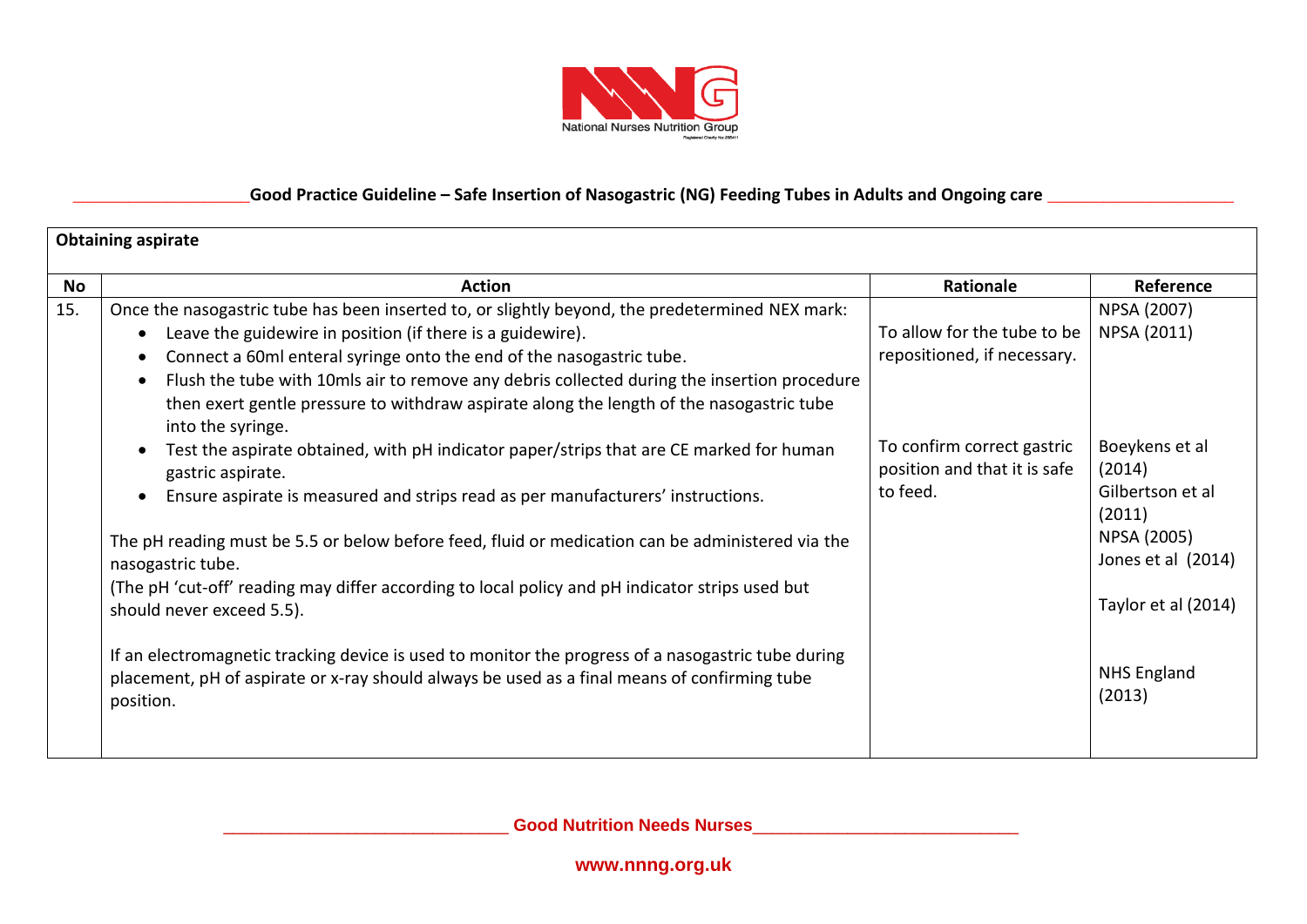| **Obtaining aspirate** | | | |
|---|---|---|---|
| **No** | **Action** | **Rationale** | **Reference** |
| 15. | Once the nasogastric tube has been inserted to, or slightly beyond, the predetermined NEX mark:<br>• Leave the guidewire in position (if there is a guidewire).<br>• Connect a 60ml enteral syringe onto the end of the nasogastric tube.<br>• Flush the tube with 10mls air to remove any debris collected during the insertion procedure then exert gentle pressure to withdraw aspirate along the length of the nasogastric tube into the syringe.<br>• Test the aspirate obtained, with pH indicator paper/strips that are CE marked for human gastric aspirate.<br>• Ensure aspirate is measured and strips read as per manufacturers' instructions.<br><br>The pH reading must be 5.5 or below before feed, fluid or medication can be administered via the nasogastric tube.<br>(The pH 'cut-off' reading may differ according to local policy and pH indicator strips used but should never exceed 5.5).<br><br>If an electromagnetic tracking device is used to monitor the progress of a nasogastric tube during placement, pH of aspirate or x-ray should always be used as a final means of confirming tube position. | To allow for the tube to be repositioned, if necessary.<br><br>To confirm correct gastric position and that it is safe to feed. | NPSA (2007)<br>NPSA (2011)<br><br>Boeykens et al (2014)<br>Gilbertson et al (2011)<br>NPSA (2005)<br>Jones et al (2014)<br><br>Taylor et al (2014)<br><br>NHS England (2013) |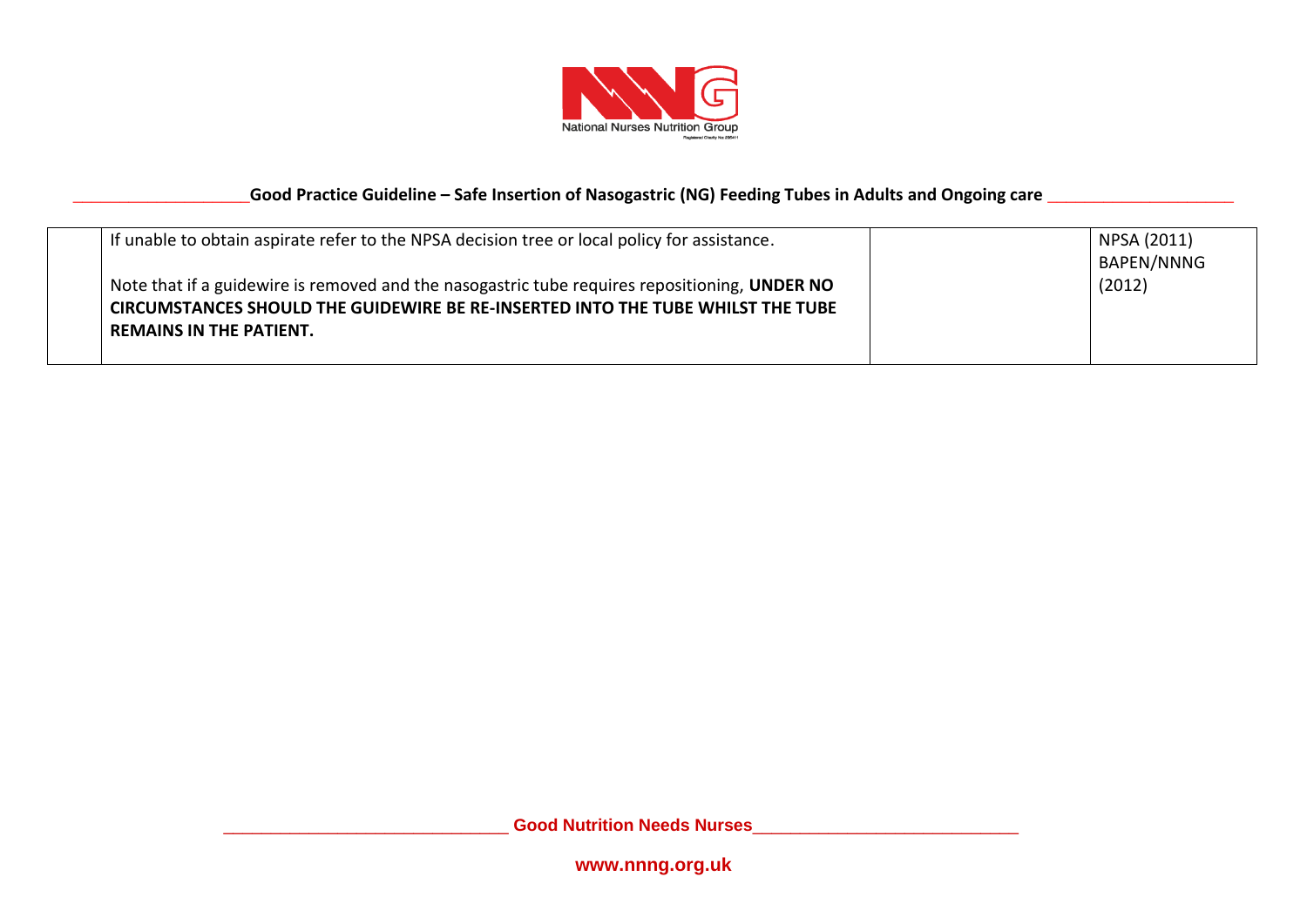| | | | |
|---|---|---|---|
| | If unable to obtain aspirate refer to the NPSA decision tree or local policy for assistance.<br><br>Note that if a guidewire is removed and the nasogastric tube requires repositioning, **UNDER NO CIRCUMSTANCES SHOULD THE GUIDEWIRE BE RE-INSERTED INTO THE TUBE WHILST THE TUBE REMAINS IN THE PATIENT.** | | NPSA (2011)<br>BAPEN/NNNG (2012) |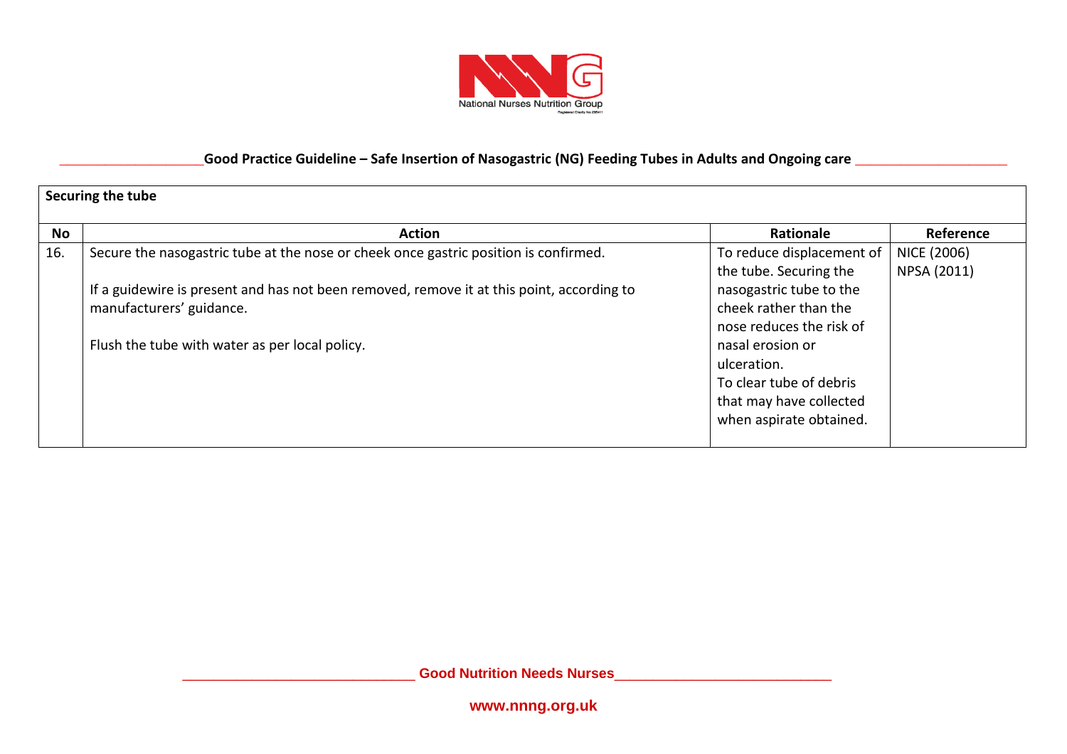| Securing the tube | | | |
|---|---|---|---|
| **No** | **Action** | **Rationale** | **Reference** |
| 16. | Secure the nasogastric tube at the nose or cheek once gastric position is confirmed.<br><br>If a guidewire is present and has not been removed, remove it at this point, according to manufacturers' guidance.<br><br>Flush the tube with water as per local policy. | To reduce displacement of the tube. Securing the nasogastric tube to the cheek rather than the nose reduces the risk of nasal erosion or ulceration.<br>To clear tube of debris that may have collected when aspirate obtained. | NICE (2006)<br>NPSA (2011) |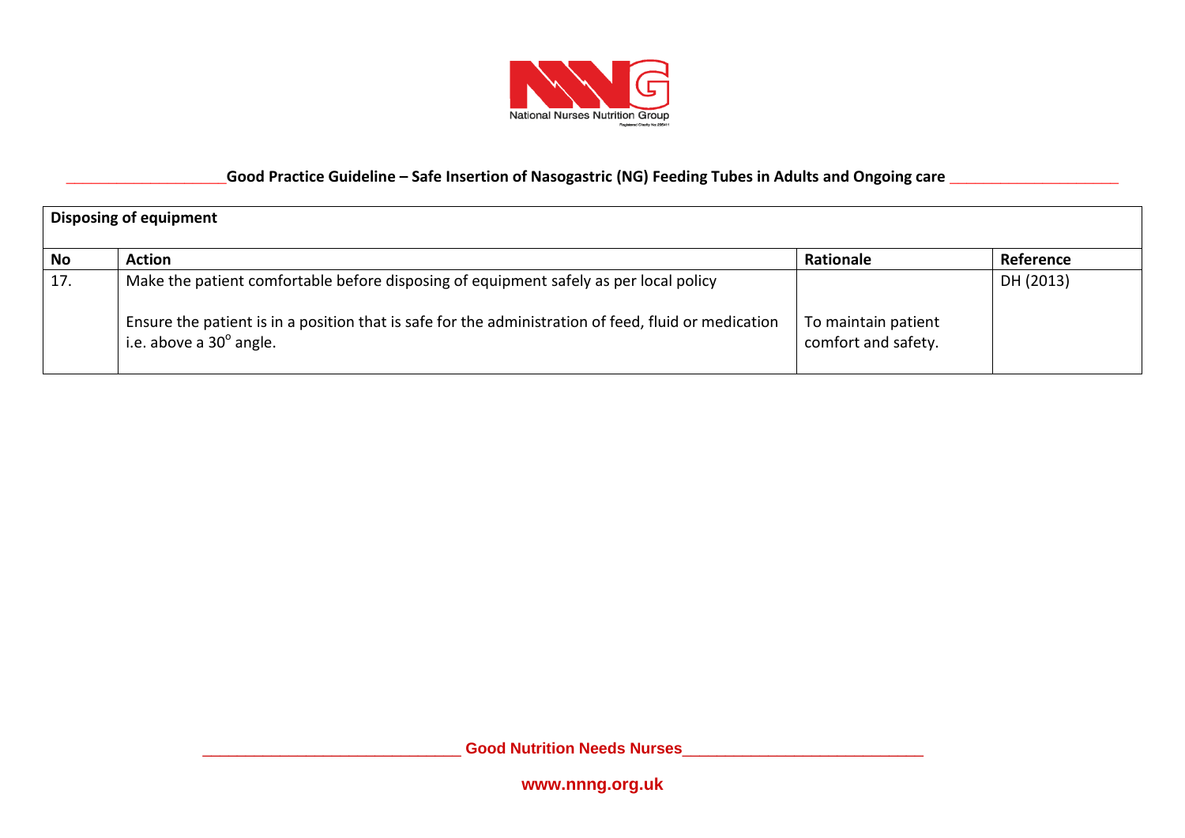| Disposing of equipment | | | |
|---|---|---|---|
| **No** | **Action** | **Rationale** | **Reference** |
| 17. | Make the patient comfortable before disposing of equipment safely as per local policy<br><br>Ensure the patient is in a position that is safe for the administration of feed, fluid or medication i.e. above a $30^{o}$ angle. | To maintain patient comfort and safety. | DH (2013) |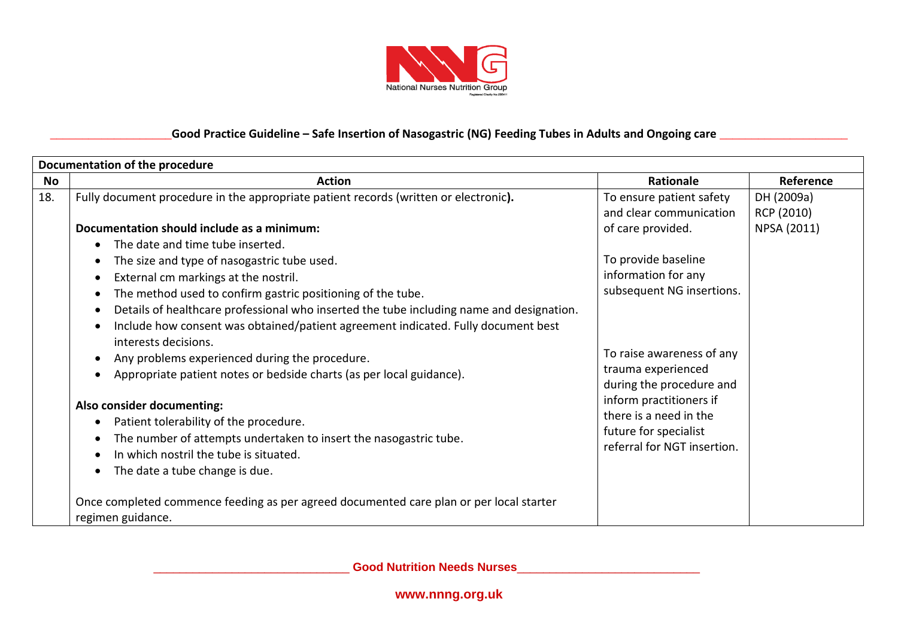| Documentation of the procedure | | | |
|---|---|---|---|
| **No** | **Action** | **Rationale** | **Reference** |
| 18. | Fully document procedure in the appropriate patient records (written or electronic**).**<br><br>**Documentation should include as a minimum:**<br>• The date and time tube inserted.<br>• The size and type of nasogastric tube used.<br>• External cm markings at the nostril.<br>• The method used to confirm gastric positioning of the tube.<br>• Details of healthcare professional who inserted the tube including name and designation.<br>• Include how consent was obtained/patient agreement indicated. Fully document best interests decisions.<br>• Any problems experienced during the procedure.<br>• Appropriate patient notes or bedside charts (as per local guidance).<br><br>**Also consider documenting:**<br>• Patient tolerability of the procedure.<br>• The number of attempts undertaken to insert the nasogastric tube.<br>• In which nostril the tube is situated.<br>• The date a tube change is due.<br><br>Once completed commence feeding as per agreed documented care plan or per local starter regimen guidance. | To ensure patient safety and clear communication of care provided.<br><br>To provide baseline information for any subsequent NG insertions.<br><br>To raise awareness of any trauma experienced during the procedure and inform practitioners if there is a need in the future for specialist referral for NGT insertion. | DH (2009a)<br>RCP (2010)<br>NPSA (2011) |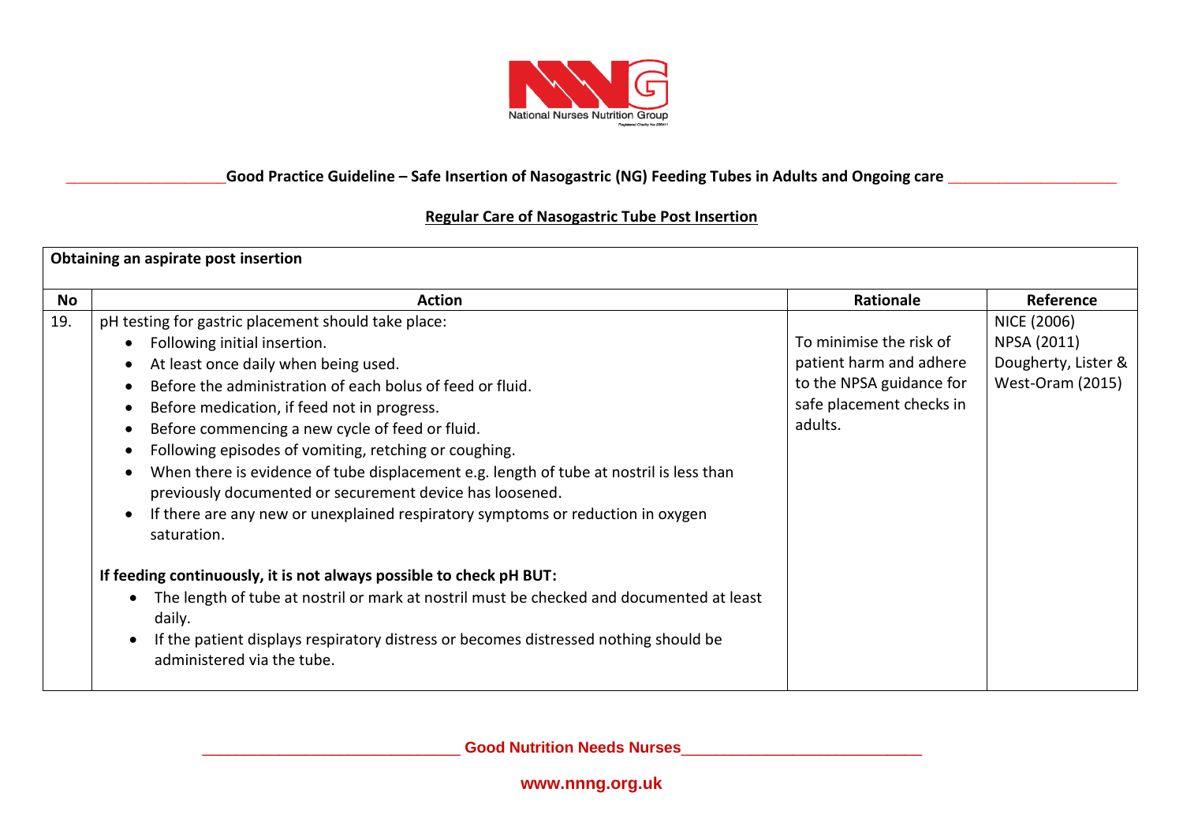## Good Practice Guideline – Safe Insertion of Nasogastric (NG) Feeding Tubes in Adults and Ongoing care

### Regular Care of Nasogastric Tube Post Insertion

**Obtaining an aspirate post insertion**

| No | Action | Rationale | Reference |
|---|---|---|---|
| 19. | pH testing for gastric placement should take place:<br>• Following initial insertion.<br>• At least once daily when being used.<br>• Before the administration of each bolus of feed or fluid.<br>• Before medication, if feed not in progress.<br>• Before commencing a new cycle of feed or fluid.<br>• Following episodes of vomiting, retching or coughing.<br>• When there is evidence of tube displacement e.g. length of tube at nostril is less than previously documented or securement device has loosened.<br>• If there are any new or unexplained respiratory symptoms or reduction in oxygen saturation.<br><br>**If feeding continuously, it is not always possible to check pH BUT:**<br>• The length of tube at nostril or mark at nostril must be checked and documented at least daily.<br>• If the patient displays respiratory distress or becomes distressed nothing should be administered via the tube. | To minimise the risk of patient harm and adhere to the NPSA guidance for safe placement checks in adults. | NICE (2006)<br>NPSA (2011)<br>Dougherty, Lister & West-Oram (2015) |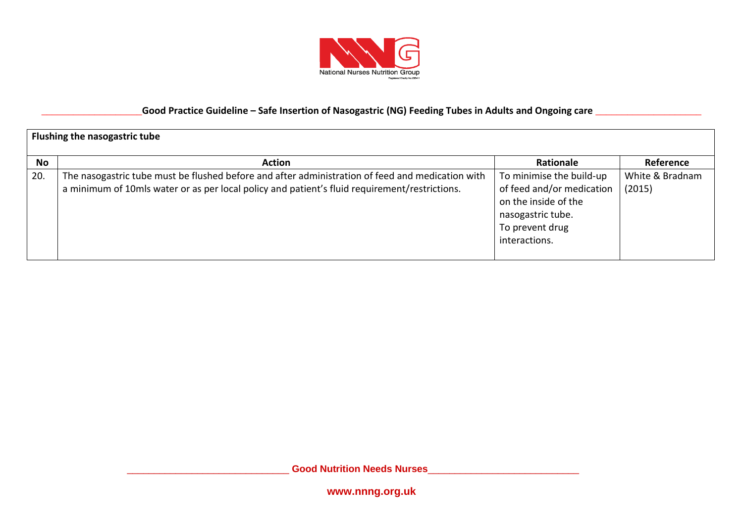| Flushing the nasogastric tube | | | |
|---|---|---|---|
| **No** | **Action** | **Rationale** | **Reference** |
| 20. | The nasogastric tube must be flushed before and after administration of feed and medication with a minimum of 10mls water or as per local policy and patient's fluid requirement/restrictions. | To minimise the build-up of feed and/or medication on the inside of the nasogastric tube. To prevent drug interactions. | White & Bradnam (2015) |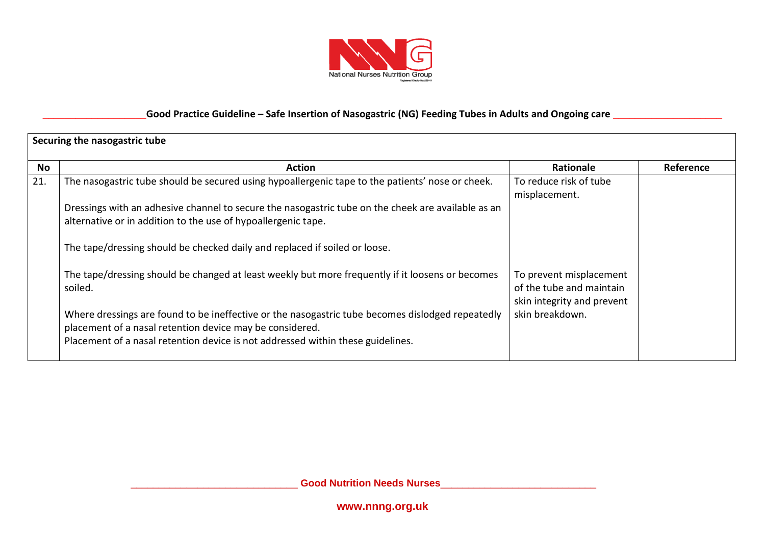| Securing the nasogastric tube | | | |
|---|---|---|---|
| **No** | **Action** | **Rationale** | **Reference** |
| 21. | The nasogastric tube should be secured using hypoallergenic tape to the patients' nose or cheek.<br><br>Dressings with an adhesive channel to secure the nasogastric tube on the cheek are available as an alternative or in addition to the use of hypoallergenic tape.<br><br>The tape/dressing should be checked daily and replaced if soiled or loose.<br><br>The tape/dressing should be changed at least weekly but more frequently if it loosens or becomes soiled.<br><br>Where dressings are found to be ineffective or the nasogastric tube becomes dislodged repeatedly placement of a nasal retention device may be considered.<br>Placement of a nasal retention device is not addressed within these guidelines. | To reduce risk of tube misplacement.<br><br>To prevent misplacement of the tube and maintain skin integrity and prevent skin breakdown. | |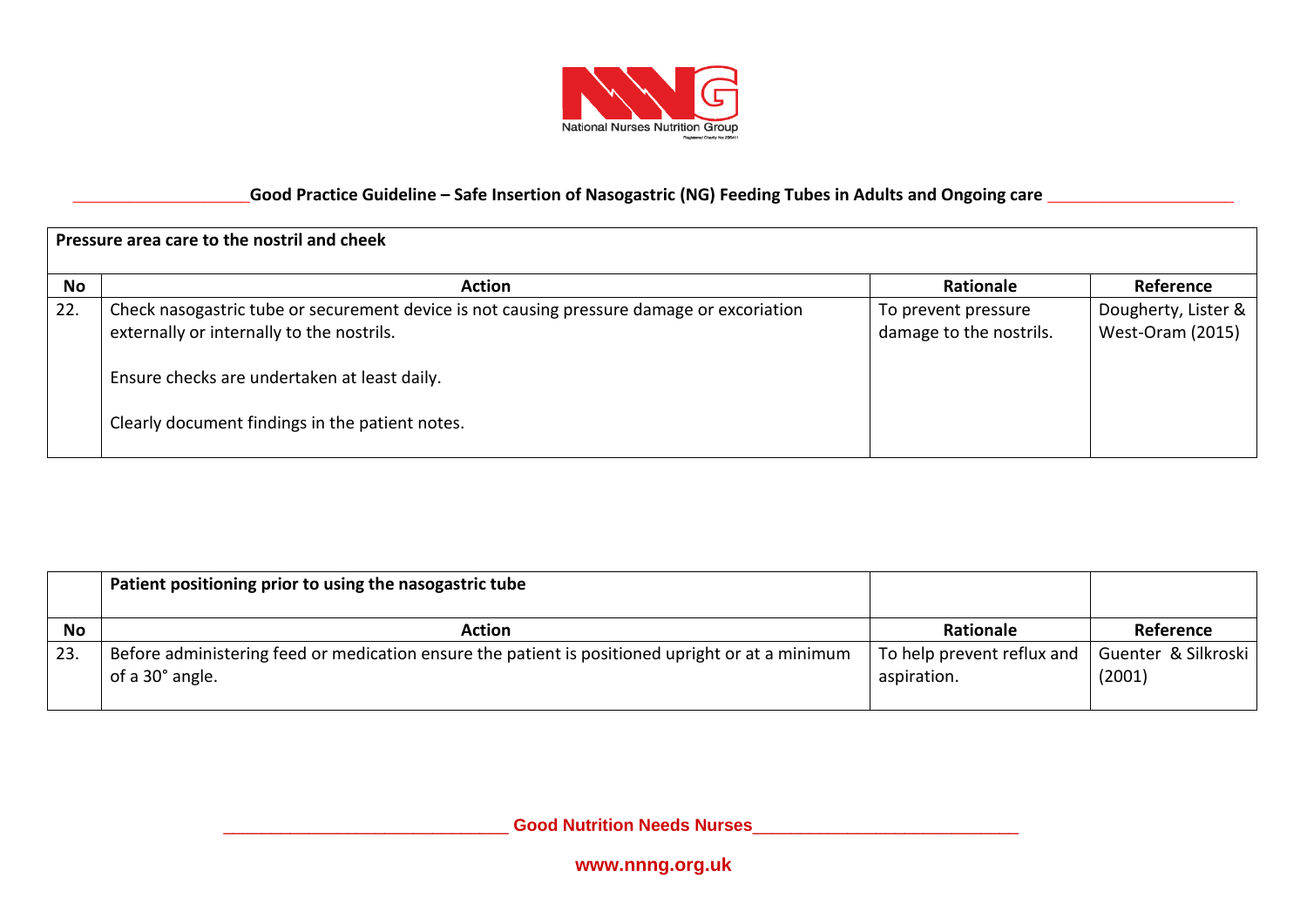| Pressure area care to the nostril and cheek | | | |
|---|---|---|---|
| **No** | **Action** | **Rationale** | **Reference** |
| 22. | Check nasogastric tube or securement device is not causing pressure damage or excoriation externally or internally to the nostrils.<br><br>Ensure checks are undertaken at least daily.<br><br>Clearly document findings in the patient notes. | To prevent pressure damage to the nostrils. | Dougherty, Lister & West-Oram (2015) |

| | Patient positioning prior to using the nasogastric tube | | |
|---|---|---|---|
| **No** | **Action** | **Rationale** | **Reference** |
| 23. | Before administering feed or medication ensure the patient is positioned upright or at a minimum of a 30° angle. | To help prevent reflux and aspiration. | Guenter & Silkroski (2001) |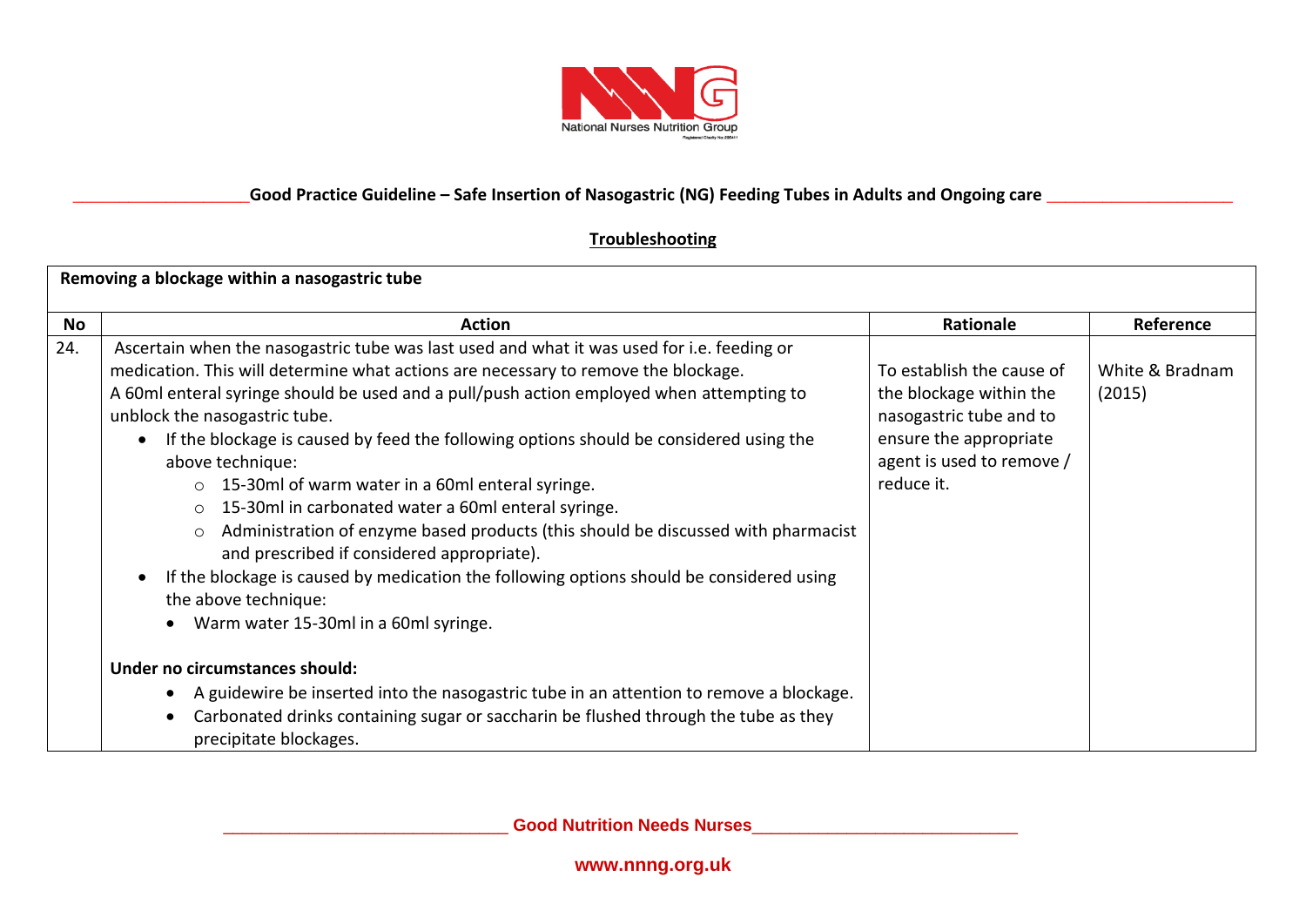## Good Practice Guideline – Safe Insertion of Nasogastric (NG) Feeding Tubes in Adults and Ongoing care

### Troubleshooting

| Removing a blockage within a nasogastric tube | | | |
|---|---|---|---|
| **No** | **Action** | **Rationale** | **Reference** |
| 24. | Ascertain when the nasogastric tube was last used and what it was used for i.e. feeding or medication. This will determine what actions are necessary to remove the blockage.<br>A 60ml enteral syringe should be used and a pull/push action employed when attempting to unblock the nasogastric tube.<br>• If the blockage is caused by feed the following options should be considered using the above technique:<br>  ○ 15-30ml of warm water in a 60ml enteral syringe.<br>  ○ 15-30ml in carbonated water a 60ml enteral syringe.<br>  ○ Administration of enzyme based products (this should be discussed with pharmacist and prescribed if considered appropriate).<br>• If the blockage is caused by medication the following options should be considered using the above technique:<br>  • Warm water 15-30ml in a 60ml syringe.<br><br>**Under no circumstances should:**<br>• A guidewire be inserted into the nasogastric tube in an attention to remove a blockage.<br>• Carbonated drinks containing sugar or saccharin be flushed through the tube as they precipitate blockages. | To establish the cause of the blockage within the nasogastric tube and to ensure the appropriate agent is used to remove / reduce it. | White & Bradnam (2015) |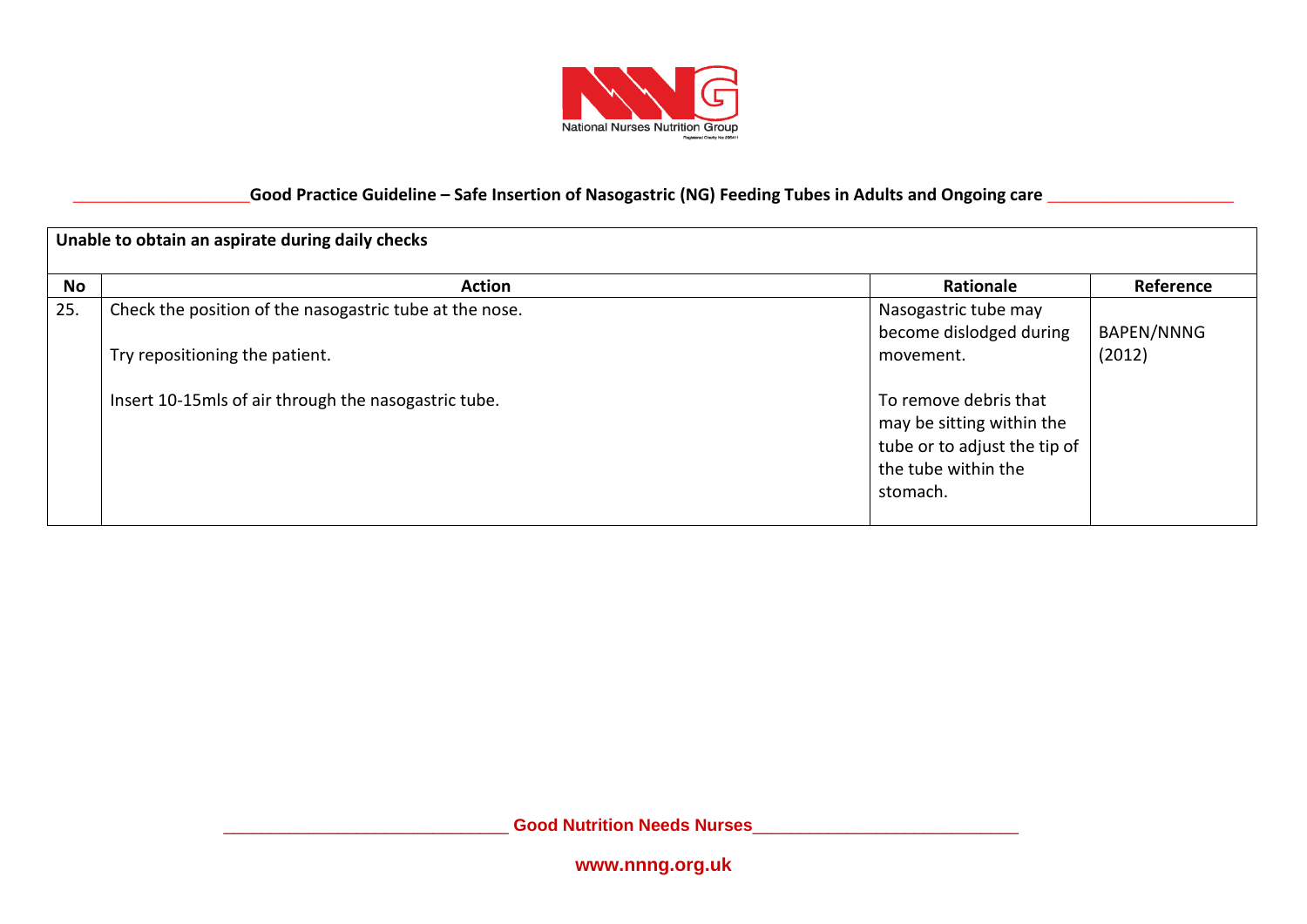## Unable to obtain an aspirate during daily checks

| No | Action | Rationale | Reference |
|---|---|---|---|
| 25. | Check the position of the nasogastric tube at the nose.<br><br>Try repositioning the patient.<br><br>Insert 10-15mls of air through the nasogastric tube. | Nasogastric tube may become dislodged during movement.<br><br>To remove debris that may be sitting within the tube or to adjust the tip of the tube within the stomach. | BAPEN/NNNG (2012) |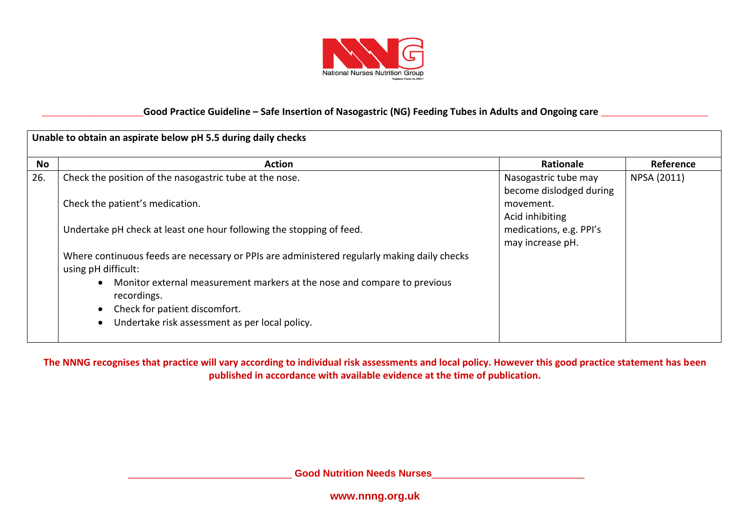| Unable to obtain an aspirate below pH 5.5 during daily checks | | | |
|---|---|---|---|
| **No** | **Action** | **Rationale** | **Reference** |
| 26. | Check the position of the nasogastric tube at the nose.<br><br>Check the patient's medication.<br><br>Undertake pH check at least one hour following the stopping of feed.<br><br>Where continuous feeds are necessary or PPIs are administered regularly making daily checks using pH difficult:<br>• Monitor external measurement markers at the nose and compare to previous recordings.<br>• Check for patient discomfort.<br>• Undertake risk assessment as per local policy. | Nasogastric tube may become dislodged during movement.<br>Acid inhibiting medications, e.g. PPI's may increase pH. | NPSA (2011) |

**The NNNG recognises that practice will vary according to individual risk assessments and local policy. However this good practice statement has been published in accordance with available evidence at the time of publication.**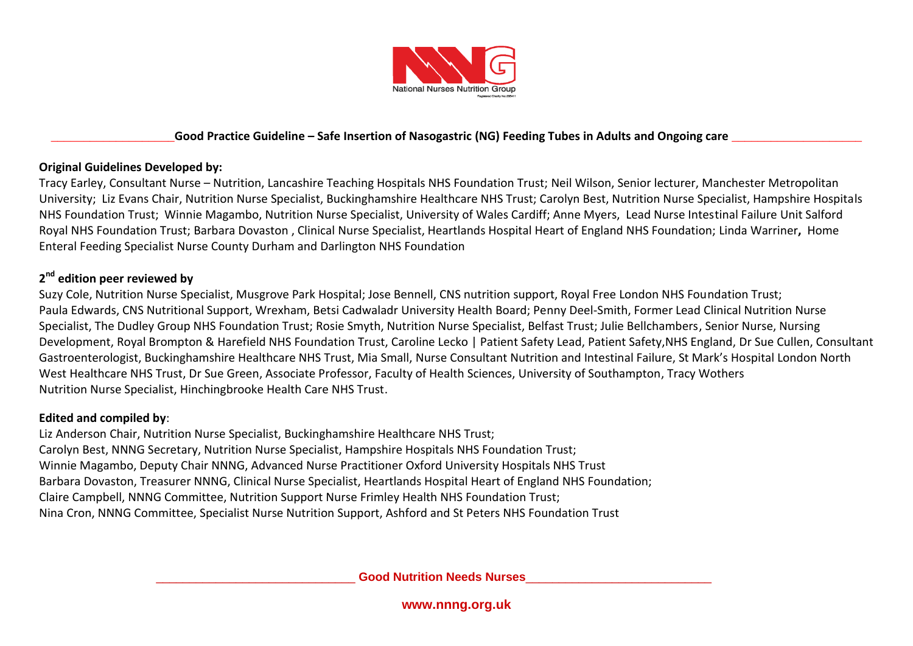## Good Practice Guideline – Safe Insertion of Nasogastric (NG) Feeding Tubes in Adults and Ongoing care

**Original Guidelines Developed by:**

Tracy Earley, Consultant Nurse – Nutrition, Lancashire Teaching Hospitals NHS Foundation Trust; Neil Wilson, Senior lecturer, Manchester Metropolitan University; Liz Evans Chair, Nutrition Nurse Specialist, Buckinghamshire Healthcare NHS Trust; Carolyn Best, Nutrition Nurse Specialist, Hampshire Hospitals NHS Foundation Trust; Winnie Magambo, Nutrition Nurse Specialist, University of Wales Cardiff; Anne Myers, Lead Nurse Intestinal Failure Unit Salford Royal NHS Foundation Trust; Barbara Dovaston , Clinical Nurse Specialist, Heartlands Hospital Heart of England NHS Foundation; Linda Warriner**,** Home Enteral Feeding Specialist Nurse County Durham and Darlington NHS Foundation

**2nd edition peer reviewed by**

Suzy Cole, Nutrition Nurse Specialist, Musgrove Park Hospital; Jose Bennell, CNS nutrition support, Royal Free London NHS Foundation Trust; Paula Edwards, CNS Nutritional Support, Wrexham, Betsi Cadwaladr University Health Board; Penny Deel-Smith, Former Lead Clinical Nutrition Nurse Specialist, The Dudley Group NHS Foundation Trust; Rosie Smyth, Nutrition Nurse Specialist, Belfast Trust; Julie Bellchambers, Senior Nurse, Nursing Development, Royal Brompton & Harefield NHS Foundation Trust, Caroline Lecko | Patient Safety Lead, Patient Safety,NHS England, Dr Sue Cullen, Consultant Gastroenterologist, Buckinghamshire Healthcare NHS Trust, Mia Small, Nurse Consultant Nutrition and Intestinal Failure, St Mark's Hospital London North West Healthcare NHS Trust, Dr Sue Green, Associate Professor, Faculty of Health Sciences, University of Southampton, Tracy Wothers Nutrition Nurse Specialist, Hinchingbrooke Health Care NHS Trust.

**Edited and compiled by**:

Liz Anderson Chair, Nutrition Nurse Specialist, Buckinghamshire Healthcare NHS Trust;
Carolyn Best, NNNG Secretary, Nutrition Nurse Specialist, Hampshire Hospitals NHS Foundation Trust;
Winnie Magambo, Deputy Chair NNNG, Advanced Nurse Practitioner Oxford University Hospitals NHS Trust
Barbara Dovaston, Treasurer NNNG, Clinical Nurse Specialist, Heartlands Hospital Heart of England NHS Foundation;
Claire Campbell, NNNG Committee, Nutrition Support Nurse Frimley Health NHS Foundation Trust;
Nina Cron, NNNG Committee, Specialist Nurse Nutrition Support, Ashford and St Peters NHS Foundation Trust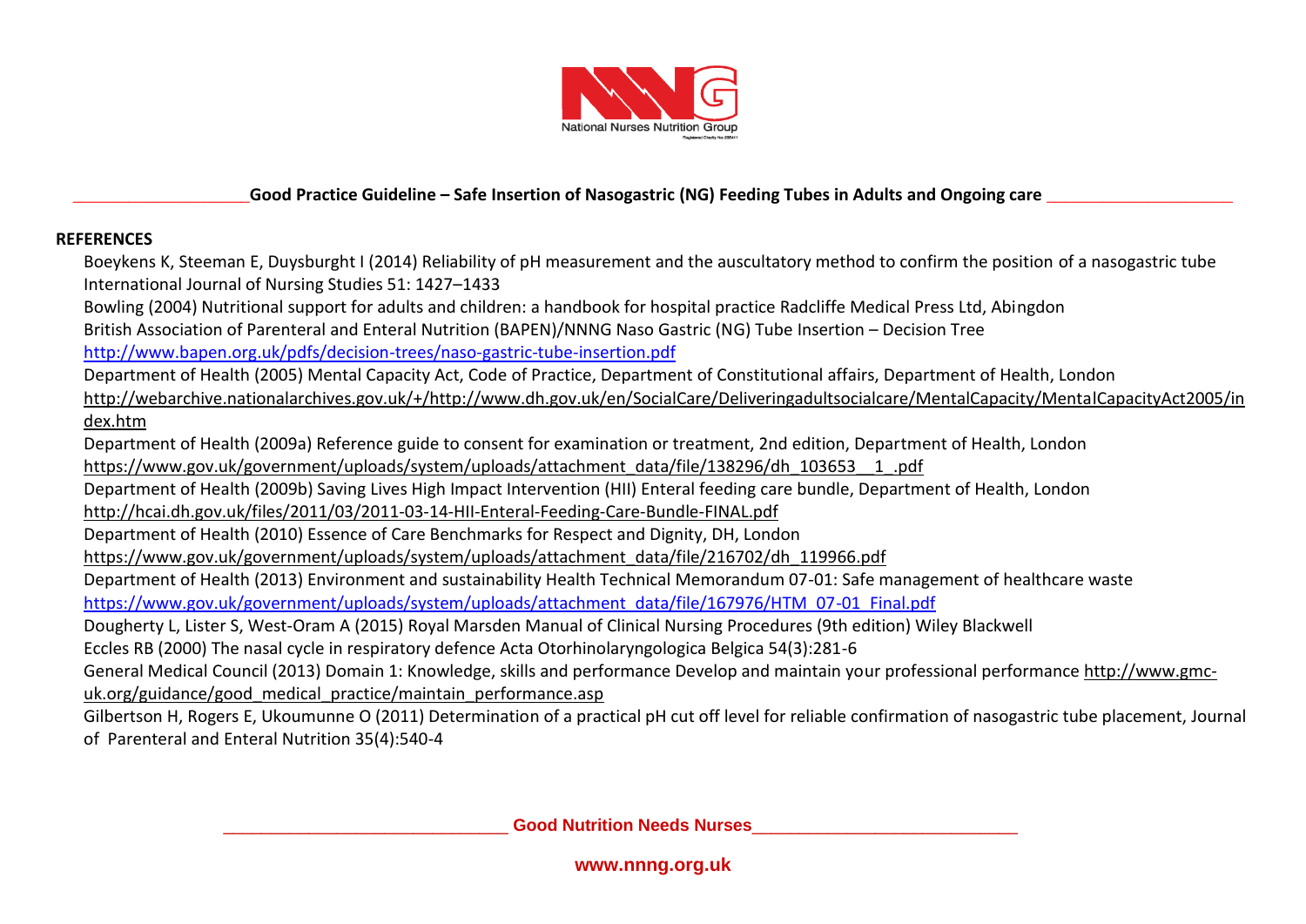## REFERENCES

Boeykens K, Steeman E, Duysburght I (2014) Reliability of pH measurement and the auscultatory method to confirm the position of a nasogastric tube International Journal of Nursing Studies 51: 1427–1433

Bowling (2004) Nutritional support for adults and children: a handbook for hospital practice Radcliffe Medical Press Ltd, Abingdon

British Association of Parenteral and Enteral Nutrition (BAPEN)/NNNG Naso Gastric (NG) Tube Insertion – Decision Tree http://www.bapen.org.uk/pdfs/decision-trees/naso-gastric-tube-insertion.pdf

Department of Health (2005) Mental Capacity Act, Code of Practice, Department of Constitutional affairs, Department of Health, London http://webarchive.nationalarchives.gov.uk/+/http://www.dh.gov.uk/en/SocialCare/Deliveringadultsocialcare/MentalCapacity/MentalCapacityAct2005/index.htm

Department of Health (2009a) Reference guide to consent for examination or treatment, 2nd edition, Department of Health, London https://www.gov.uk/government/uploads/system/uploads/attachment_data/file/138296/dh_103653__1_.pdf

Department of Health (2009b) Saving Lives High Impact Intervention (HII) Enteral feeding care bundle, Department of Health, London http://hcai.dh.gov.uk/files/2011/03/2011-03-14-HII-Enteral-Feeding-Care-Bundle-FINAL.pdf

Department of Health (2010) Essence of Care Benchmarks for Respect and Dignity, DH, London https://www.gov.uk/government/uploads/system/uploads/attachment_data/file/216702/dh_119966.pdf

Department of Health (2013) Environment and sustainability Health Technical Memorandum 07-01: Safe management of healthcare waste https://www.gov.uk/government/uploads/system/uploads/attachment_data/file/167976/HTM_07-01_Final.pdf

Dougherty L, Lister S, West-Oram A (2015) Royal Marsden Manual of Clinical Nursing Procedures (9th edition) Wiley Blackwell

Eccles RB (2000) The nasal cycle in respiratory defence Acta Otorhinolaryngologica Belgica 54(3):281-6

General Medical Council (2013) Domain 1: Knowledge, skills and performance Develop and maintain your professional performance http://www.gmc-uk.org/guidance/good_medical_practice/maintain_performance.asp

Gilbertson H, Rogers E, Ukoumunne O (2011) Determination of a practical pH cut off level for reliable confirmation of nasogastric tube placement, Journal of Parenteral and Enteral Nutrition 35(4):540-4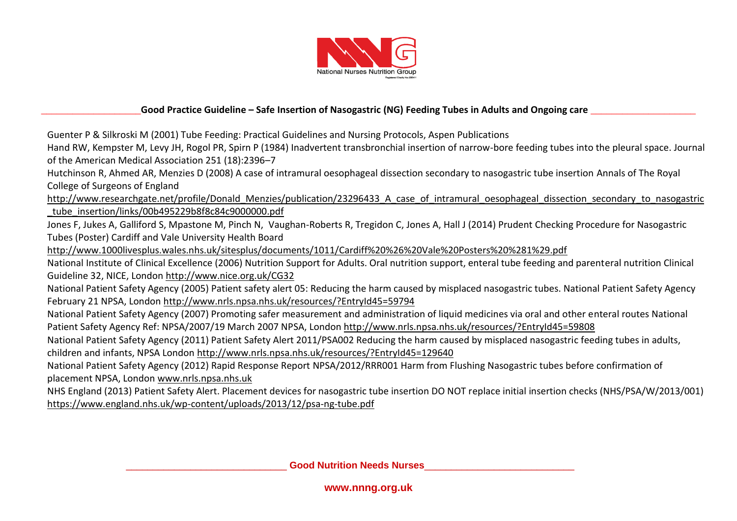Guenter P & Silkroski M (2001) Tube Feeding: Practical Guidelines and Nursing Protocols, Aspen Publications

Hand RW, Kempster M, Levy JH, Rogol PR, Spirn P (1984) Inadvertent transbronchial insertion of narrow-bore feeding tubes into the pleural space. Journal of the American Medical Association 251 (18):2396–7

Hutchinson R, Ahmed AR, Menzies D (2008) A case of intramural oesophageal dissection secondary to nasogastric tube insertion Annals of The Royal College of Surgeons of England http://www.researchgate.net/profile/Donald_Menzies/publication/23296433_A_case_of_intramural_oesophageal_dissection_secondary_to_nasogastric_tube_insertion/links/00b495229b8f8c84c9000000.pdf

Jones F, Jukes A, Galliford S, Mpastone M, Pinch N, Vaughan-Roberts R, Tregidon C, Jones A, Hall J (2014) Prudent Checking Procedure for Nasogastric Tubes (Poster) Cardiff and Vale University Health Board http://www.1000livesplus.wales.nhs.uk/sitesplus/documents/1011/Cardiff%20%26%20Vale%20Posters%20%281%29.pdf

National Institute of Clinical Excellence (2006) Nutrition Support for Adults. Oral nutrition support, enteral tube feeding and parenteral nutrition Clinical Guideline 32, NICE, London http://www.nice.org.uk/CG32

National Patient Safety Agency (2005) Patient safety alert 05: Reducing the harm caused by misplaced nasogastric tubes. National Patient Safety Agency February 21 NPSA, London http://www.nrls.npsa.nhs.uk/resources/?EntryId45=59794

National Patient Safety Agency (2007) Promoting safer measurement and administration of liquid medicines via oral and other enteral routes National Patient Safety Agency Ref: NPSA/2007/19 March 2007 NPSA, London http://www.nrls.npsa.nhs.uk/resources/?EntryId45=59808

National Patient Safety Agency (2011) Patient Safety Alert 2011/PSA002 Reducing the harm caused by misplaced nasogastric feeding tubes in adults, children and infants, NPSA London http://www.nrls.npsa.nhs.uk/resources/?EntryId45=129640

National Patient Safety Agency (2012) Rapid Response Report NPSA/2012/RRR001 Harm from Flushing Nasogastric tubes before confirmation of placement NPSA, London www.nrls.npsa.nhs.uk

NHS England (2013) Patient Safety Alert. Placement devices for nasogastric tube insertion DO NOT replace initial insertion checks (NHS/PSA/W/2013/001) https://www.england.nhs.uk/wp-content/uploads/2013/12/psa-ng-tube.pdf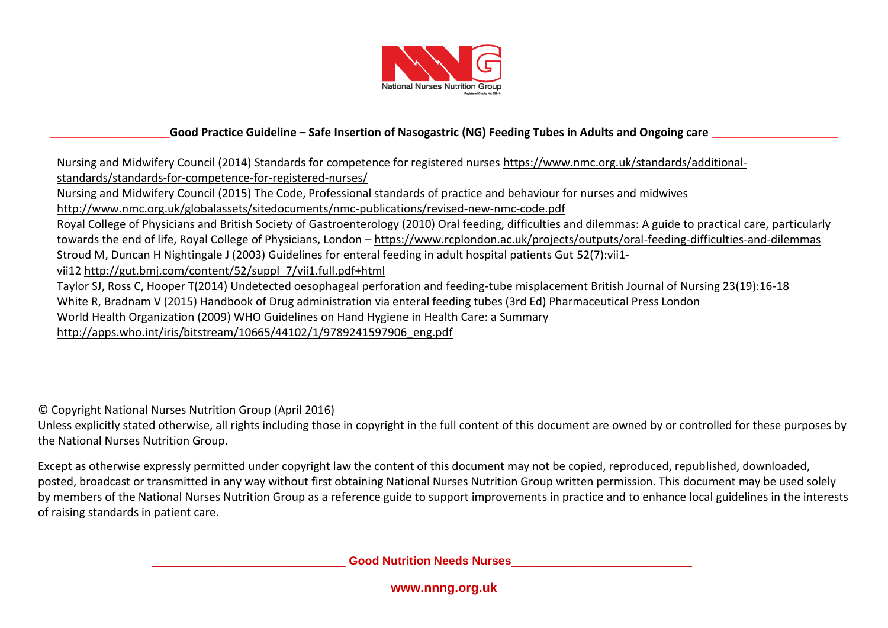Nursing and Midwifery Council (2014) Standards for competence for registered nurses https://www.nmc.org.uk/standards/additional-standards/standards-for-competence-for-registered-nurses/

Nursing and Midwifery Council (2015) The Code, Professional standards of practice and behaviour for nurses and midwives http://www.nmc.org.uk/globalassets/sitedocuments/nmc-publications/revised-new-nmc-code.pdf

Royal College of Physicians and British Society of Gastroenterology (2010) Oral feeding, difficulties and dilemmas: A guide to practical care, particularly towards the end of life, Royal College of Physicians, London – https://www.rcplondon.ac.uk/projects/outputs/oral-feeding-difficulties-and-dilemmas

Stroud M, Duncan H Nightingale J (2003) Guidelines for enteral feeding in adult hospital patients Gut 52(7):vii1-vii12 http://gut.bmj.com/content/52/suppl_7/vii1.full.pdf+html

Taylor SJ, Ross C, Hooper T(2014) Undetected oesophageal perforation and feeding-tube misplacement British Journal of Nursing 23(19):16-18

White R, Bradnam V (2015) Handbook of Drug administration via enteral feeding tubes (3rd Ed) Pharmaceutical Press London

World Health Organization (2009) WHO Guidelines on Hand Hygiene in Health Care: a Summary http://apps.who.int/iris/bitstream/10665/44102/1/9789241597906_eng.pdf

© Copyright National Nurses Nutrition Group (April 2016)

Unless explicitly stated otherwise, all rights including those in copyright in the full content of this document are owned by or controlled for these purposes by the National Nurses Nutrition Group.

Except as otherwise expressly permitted under copyright law the content of this document may not be copied, reproduced, republished, downloaded, posted, broadcast or transmitted in any way without first obtaining National Nurses Nutrition Group written permission. This document may be used solely by members of the National Nurses Nutrition Group as a reference guide to support improvements in practice and to enhance local guidelines in the interests of raising standards in patient care.